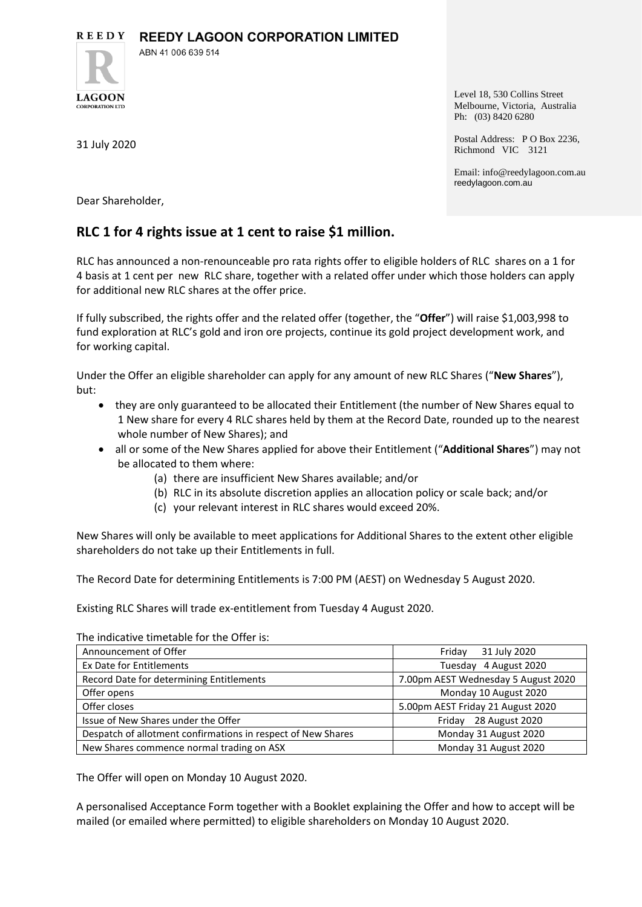**REEDY LAGOON CORPORATION LIMITED**

ABN 41 006 639 514

Level 18, 530 Collins Street
Melbourne, Victoria, Australia
Ph: (03) 8420 6280

Postal Address: P O Box 2236,
Richmond VIC 3121

Email: info@reedylagoon.com.au
reedylagoon.com.au

31 July 2020

Dear Shareholder,

## RLC 1 for 4 rights issue at 1 cent to raise $1 million.

RLC has announced a non-renounceable pro rata rights offer to eligible holders of RLC shares on a 1 for 4 basis at 1 cent per new RLC share, together with a related offer under which those holders can apply for additional new RLC shares at the offer price.

If fully subscribed, the rights offer and the related offer (together, the "**Offer**") will raise $1,003,998 to fund exploration at RLC's gold and iron ore projects, continue its gold project development work, and for working capital.

Under the Offer an eligible shareholder can apply for any amount of new RLC Shares ("**New Shares**"), but:

- they are only guaranteed to be allocated their Entitlement (the number of New Shares equal to 1 New share for every 4 RLC shares held by them at the Record Date, rounded up to the nearest whole number of New Shares); and
- all or some of the New Shares applied for above their Entitlement ("**Additional Shares**") may not be allocated to them where:
  - (a) there are insufficient New Shares available; and/or
  - (b) RLC in its absolute discretion applies an allocation policy or scale back; and/or
  - (c) your relevant interest in RLC shares would exceed 20%.

New Shares will only be available to meet applications for Additional Shares to the extent other eligible shareholders do not take up their Entitlements in full.

The Record Date for determining Entitlements is 7:00 PM (AEST) on Wednesday 5 August 2020.

Existing RLC Shares will trade ex-entitlement from Tuesday 4 August 2020.

The indicative timetable for the Offer is:

| Event | Date |
|---|---|
| Announcement of Offer | Friday 31 July 2020 |
| Ex Date for Entitlements | Tuesday 4 August 2020 |
| Record Date for determining Entitlements | 7.00pm AEST Wednesday 5 August 2020 |
| Offer opens | Monday 10 August 2020 |
| Offer closes | 5.00pm AEST Friday 21 August 2020 |
| Issue of New Shares under the Offer | Friday 28 August 2020 |
| Despatch of allotment confirmations in respect of New Shares | Monday 31 August 2020 |
| New Shares commence normal trading on ASX | Monday 31 August 2020 |

The Offer will open on Monday 10 August 2020.

A personalised Acceptance Form together with a Booklet explaining the Offer and how to accept will be mailed (or emailed where permitted) to eligible shareholders on Monday 10 August 2020.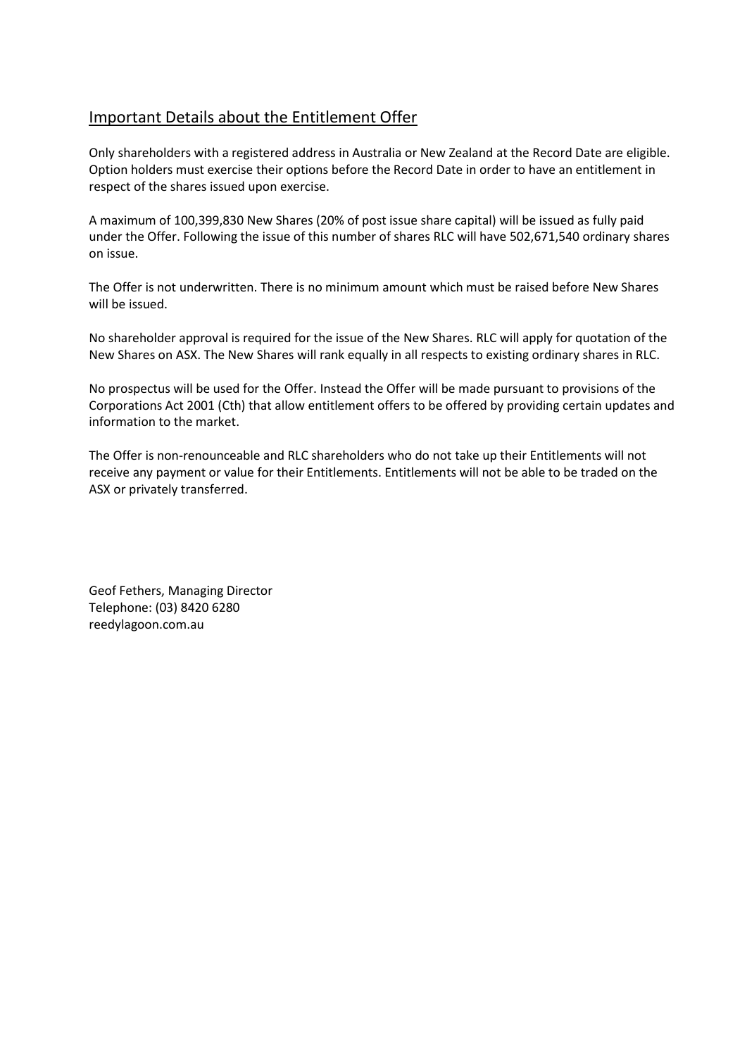## Important Details about the Entitlement Offer

Only shareholders with a registered address in Australia or New Zealand at the Record Date are eligible. Option holders must exercise their options before the Record Date in order to have an entitlement in respect of the shares issued upon exercise.

A maximum of 100,399,830 New Shares (20% of post issue share capital) will be issued as fully paid under the Offer. Following the issue of this number of shares RLC will have 502,671,540 ordinary shares on issue.

The Offer is not underwritten. There is no minimum amount which must be raised before New Shares will be issued.

No shareholder approval is required for the issue of the New Shares. RLC will apply for quotation of the New Shares on ASX. The New Shares will rank equally in all respects to existing ordinary shares in RLC.

No prospectus will be used for the Offer. Instead the Offer will be made pursuant to provisions of the Corporations Act 2001 (Cth) that allow entitlement offers to be offered by providing certain updates and information to the market.

The Offer is non-renounceable and RLC shareholders who do not take up their Entitlements will not receive any payment or value for their Entitlements. Entitlements will not be able to be traded on the ASX or privately transferred.

Geof Fethers, Managing Director
Telephone: (03) 8420 6280
reedylagoon.com.au